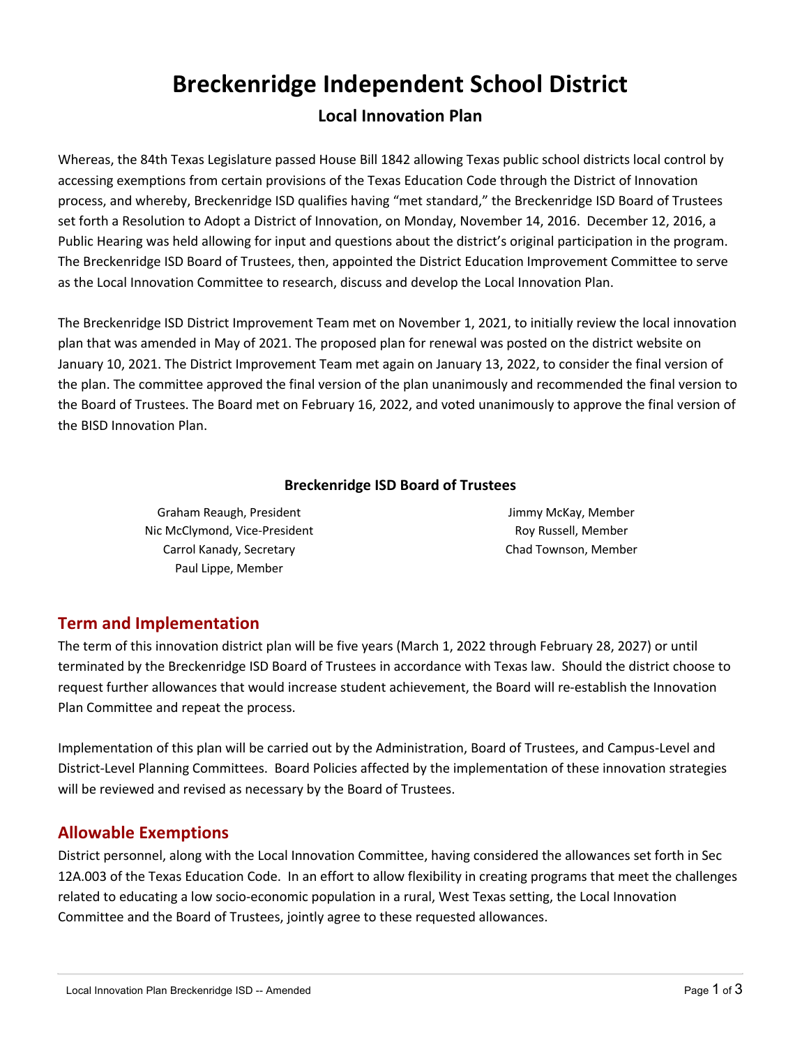# Breckenridge Independent School District

## Local Innovation Plan

Whereas, the 84th Texas Legislature passed House Bill 1842 allowing Texas public school districts local control by accessing exemptions from certain provisions of the Texas Education Code through the District of Innovation process, and whereby, Breckenridge ISD qualifies having "met standard," the Breckenridge ISD Board of Trustees set forth a Resolution to Adopt a District of Innovation, on Monday, November 14, 2016. December 12, 2016, a Public Hearing was held allowing for input and questions about the district's original participation in the program. The Breckenridge ISD Board of Trustees, then, appointed the District Education Improvement Committee to serve as the Local Innovation Committee to research, discuss and develop the Local Innovation Plan.

The Breckenridge ISD District Improvement Team met on November 1, 2021, to initially review the local innovation plan that was amended in May of 2021. The proposed plan for renewal was posted on the district website on January 10, 2021. The District Improvement Team met again on January 13, 2022, to consider the final version of the plan. The committee approved the final version of the plan unanimously and recommended the final version to the Board of Trustees. The Board met on February 16, 2022, and voted unanimously to approve the final version of the BISD Innovation Plan.

### Breckenridge ISD Board of Trustees

Graham Reaugh, President
Nic McClymond, Vice-President
Carrol Kanady, Secretary
Paul Lippe, Member
Jimmy McKay, Member
Roy Russell, Member
Chad Townson, Member

## Term and Implementation

The term of this innovation district plan will be five years (March 1, 2022 through February 28, 2027) or until terminated by the Breckenridge ISD Board of Trustees in accordance with Texas law. Should the district choose to request further allowances that would increase student achievement, the Board will re-establish the Innovation Plan Committee and repeat the process.

Implementation of this plan will be carried out by the Administration, Board of Trustees, and Campus-Level and District-Level Planning Committees. Board Policies affected by the implementation of these innovation strategies will be reviewed and revised as necessary by the Board of Trustees.

## Allowable Exemptions

District personnel, along with the Local Innovation Committee, having considered the allowances set forth in Sec 12A.003 of the Texas Education Code. In an effort to allow flexibility in creating programs that meet the challenges related to educating a low socio-economic population in a rural, West Texas setting, the Local Innovation Committee and the Board of Trustees, jointly agree to these requested allowances.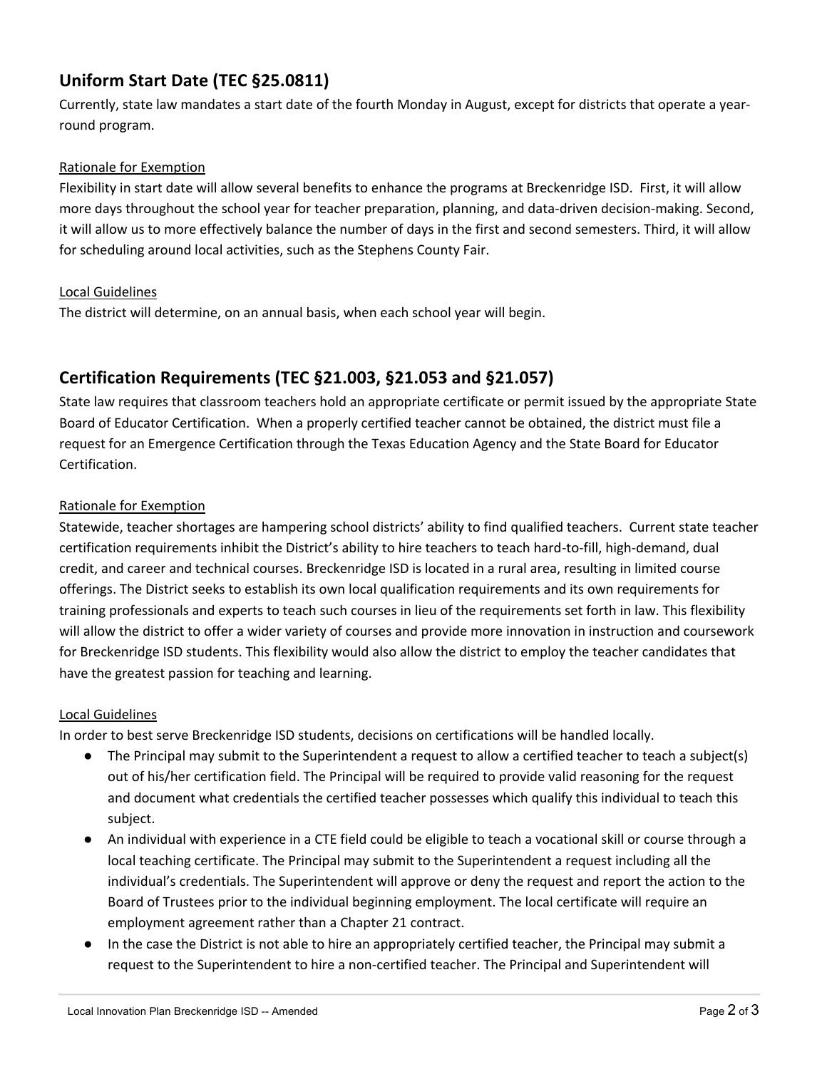## Uniform Start Date (TEC §25.0811)

Currently, state law mandates a start date of the fourth Monday in August, except for districts that operate a year-round program.

Rationale for Exemption

Flexibility in start date will allow several benefits to enhance the programs at Breckenridge ISD. First, it will allow more days throughout the school year for teacher preparation, planning, and data-driven decision-making. Second, it will allow us to more effectively balance the number of days in the first and second semesters. Third, it will allow for scheduling around local activities, such as the Stephens County Fair.

Local Guidelines

The district will determine, on an annual basis, when each school year will begin.

## Certification Requirements (TEC §21.003, §21.053 and §21.057)

State law requires that classroom teachers hold an appropriate certificate or permit issued by the appropriate State Board of Educator Certification. When a properly certified teacher cannot be obtained, the district must file a request for an Emergence Certification through the Texas Education Agency and the State Board for Educator Certification.

Rationale for Exemption

Statewide, teacher shortages are hampering school districts' ability to find qualified teachers. Current state teacher certification requirements inhibit the District's ability to hire teachers to teach hard-to-fill, high-demand, dual credit, and career and technical courses. Breckenridge ISD is located in a rural area, resulting in limited course offerings. The District seeks to establish its own local qualification requirements and its own requirements for training professionals and experts to teach such courses in lieu of the requirements set forth in law. This flexibility will allow the district to offer a wider variety of courses and provide more innovation in instruction and coursework for Breckenridge ISD students. This flexibility would also allow the district to employ the teacher candidates that have the greatest passion for teaching and learning.

Local Guidelines

In order to best serve Breckenridge ISD students, decisions on certifications will be handled locally.

- The Principal may submit to the Superintendent a request to allow a certified teacher to teach a subject(s) out of his/her certification field. The Principal will be required to provide valid reasoning for the request and document what credentials the certified teacher possesses which qualify this individual to teach this subject.
- An individual with experience in a CTE field could be eligible to teach a vocational skill or course through a local teaching certificate. The Principal may submit to the Superintendent a request including all the individual's credentials. The Superintendent will approve or deny the request and report the action to the Board of Trustees prior to the individual beginning employment. The local certificate will require an employment agreement rather than a Chapter 21 contract.
- In the case the District is not able to hire an appropriately certified teacher, the Principal may submit a request to the Superintendent to hire a non-certified teacher. The Principal and Superintendent will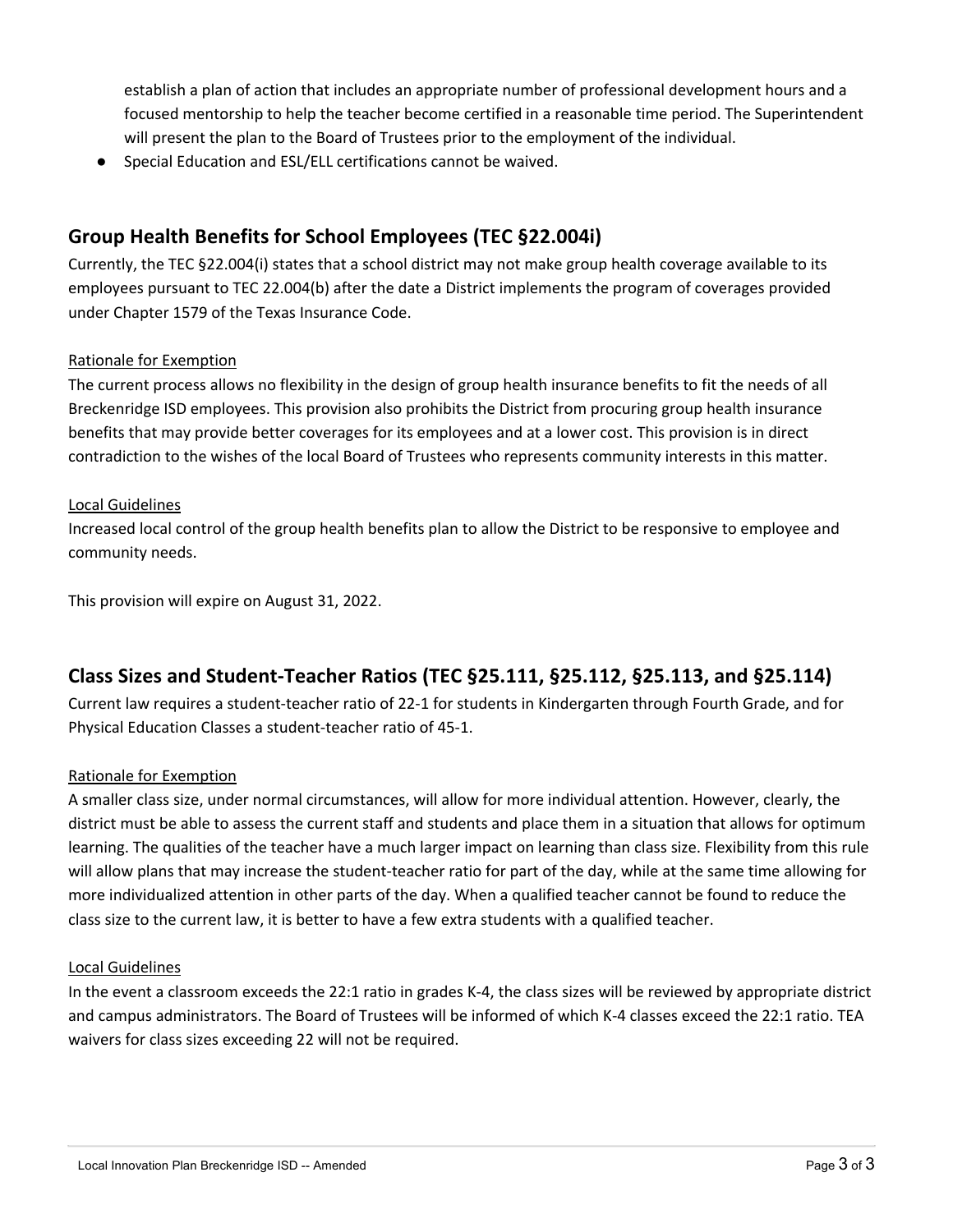establish a plan of action that includes an appropriate number of professional development hours and a focused mentorship to help the teacher become certified in a reasonable time period. The Superintendent will present the plan to the Board of Trustees prior to the employment of the individual.

- Special Education and ESL/ELL certifications cannot be waived.

## Group Health Benefits for School Employees (TEC §22.004i)

Currently, the TEC §22.004(i) states that a school district may not make group health coverage available to its employees pursuant to TEC 22.004(b) after the date a District implements the program of coverages provided under Chapter 1579 of the Texas Insurance Code.

Rationale for Exemption

The current process allows no flexibility in the design of group health insurance benefits to fit the needs of all Breckenridge ISD employees. This provision also prohibits the District from procuring group health insurance benefits that may provide better coverages for its employees and at a lower cost. This provision is in direct contradiction to the wishes of the local Board of Trustees who represents community interests in this matter.

Local Guidelines

Increased local control of the group health benefits plan to allow the District to be responsive to employee and community needs.

This provision will expire on August 31, 2022.

## Class Sizes and Student-Teacher Ratios (TEC §25.111, §25.112, §25.113, and §25.114)

Current law requires a student-teacher ratio of 22-1 for students in Kindergarten through Fourth Grade, and for Physical Education Classes a student-teacher ratio of 45-1.

Rationale for Exemption

A smaller class size, under normal circumstances, will allow for more individual attention. However, clearly, the district must be able to assess the current staff and students and place them in a situation that allows for optimum learning. The qualities of the teacher have a much larger impact on learning than class size. Flexibility from this rule will allow plans that may increase the student-teacher ratio for part of the day, while at the same time allowing for more individualized attention in other parts of the day. When a qualified teacher cannot be found to reduce the class size to the current law, it is better to have a few extra students with a qualified teacher.

Local Guidelines

In the event a classroom exceeds the 22:1 ratio in grades K-4, the class sizes will be reviewed by appropriate district and campus administrators. The Board of Trustees will be informed of which K-4 classes exceed the 22:1 ratio. TEA waivers for class sizes exceeding 22 will not be required.